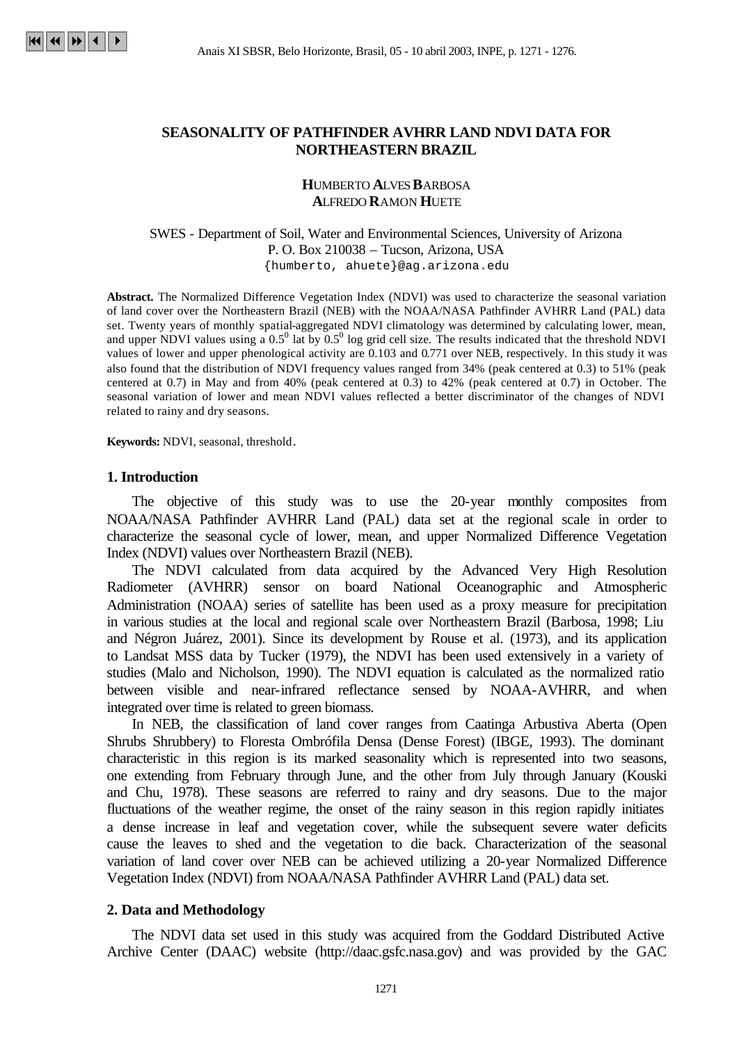# SEASONALITY OF PATHFINDER AVHRR LAND NDVI DATA FOR NORTHEASTERN BRAZIL

**HUMBERTO ALVES BARBOSA**
**ALFREDO RAMON HUETE**

SWES - Department of Soil, Water and Environmental Sciences, University of Arizona
P. O. Box 210038 – Tucson, Arizona, USA
{humberto, ahuete}@ag.arizona.edu

**Abstract.** The Normalized Difference Vegetation Index (NDVI) was used to characterize the seasonal variation of land cover over the Northeastern Brazil (NEB) with the NOAA/NASA Pathfinder AVHRR Land (PAL) data set. Twenty years of monthly spatial-aggregated NDVI climatology was determined by calculating lower, mean, and upper NDVI values using a $0.5^0$ lat by $0.5^0$ log grid cell size. The results indicated that the threshold NDVI values of lower and upper phenological activity are 0.103 and 0.771 over NEB, respectively. In this study it was also found that the distribution of NDVI frequency values ranged from 34% (peak centered at 0.3) to 51% (peak centered at 0.7) in May and from 40% (peak centered at 0.3) to 42% (peak centered at 0.7) in October. The seasonal variation of lower and mean NDVI values reflected a better discriminator of the changes of NDVI related to rainy and dry seasons.

**Keywords:** NDVI, seasonal, threshold.

## 1. Introduction

The objective of this study was to use the 20-year monthly composites from NOAA/NASA Pathfinder AVHRR Land (PAL) data set at the regional scale in order to characterize the seasonal cycle of lower, mean, and upper Normalized Difference Vegetation Index (NDVI) values over Northeastern Brazil (NEB).

The NDVI calculated from data acquired by the Advanced Very High Resolution Radiometer (AVHRR) sensor on board National Oceanographic and Atmospheric Administration (NOAA) series of satellite has been used as a proxy measure for precipitation in various studies at the local and regional scale over Northeastern Brazil (Barbosa, 1998; Liu and Négron Juárez, 2001). Since its development by Rouse et al. (1973), and its application to Landsat MSS data by Tucker (1979), the NDVI has been used extensively in a variety of studies (Malo and Nicholson, 1990). The NDVI equation is calculated as the normalized ratio between visible and near-infrared reflectance sensed by NOAA-AVHRR, and when integrated over time is related to green biomass.

In NEB, the classification of land cover ranges from Caatinga Arbustiva Aberta (Open Shrubs Shrubbery) to Floresta Ombrófila Densa (Dense Forest) (IBGE, 1993). The dominant characteristic in this region is its marked seasonality which is represented into two seasons, one extending from February through June, and the other from July through January (Kouski and Chu, 1978). These seasons are referred to rainy and dry seasons. Due to the major fluctuations of the weather regime, the onset of the rainy season in this region rapidly initiates a dense increase in leaf and vegetation cover, while the subsequent severe water deficits cause the leaves to shed and the vegetation to die back. Characterization of the seasonal variation of land cover over NEB can be achieved utilizing a 20-year Normalized Difference Vegetation Index (NDVI) from NOAA/NASA Pathfinder AVHRR Land (PAL) data set.

## 2. Data and Methodology

The NDVI data set used in this study was acquired from the Goddard Distributed Active Archive Center (DAAC) website (http://daac.gsfc.nasa.gov) and was provided by the GAC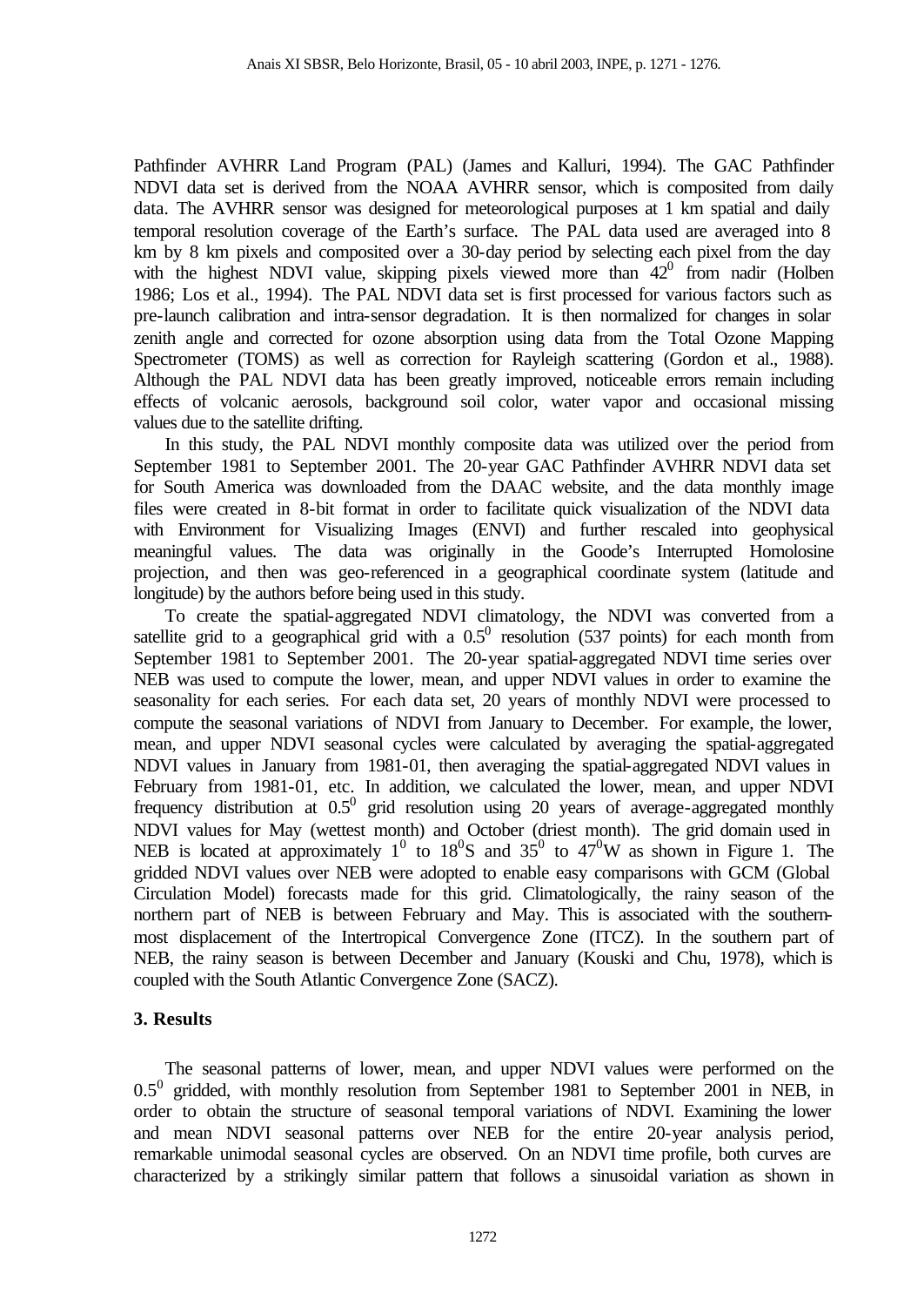Pathfinder AVHRR Land Program (PAL) (James and Kalluri, 1994). The GAC Pathfinder NDVI data set is derived from the NOAA AVHRR sensor, which is composited from daily data. The AVHRR sensor was designed for meteorological purposes at 1 km spatial and daily temporal resolution coverage of the Earth's surface. The PAL data used are averaged into 8 km by 8 km pixels and composited over a 30-day period by selecting each pixel from the day with the highest NDVI value, skipping pixels viewed more than $42^0$ from nadir (Holben 1986; Los et al., 1994). The PAL NDVI data set is first processed for various factors such as pre-launch calibration and intra-sensor degradation. It is then normalized for changes in solar zenith angle and corrected for ozone absorption using data from the Total Ozone Mapping Spectrometer (TOMS) as well as correction for Rayleigh scattering (Gordon et al., 1988). Although the PAL NDVI data has been greatly improved, noticeable errors remain including effects of volcanic aerosols, background soil color, water vapor and occasional missing values due to the satellite drifting.

In this study, the PAL NDVI monthly composite data was utilized over the period from September 1981 to September 2001. The 20-year GAC Pathfinder AVHRR NDVI data set for South America was downloaded from the DAAC website, and the data monthly image files were created in 8-bit format in order to facilitate quick visualization of the NDVI data with Environment for Visualizing Images (ENVI) and further rescaled into geophysical meaningful values. The data was originally in the Goode's Interrupted Homolosine projection, and then was geo-referenced in a geographical coordinate system (latitude and longitude) by the authors before being used in this study.

To create the spatial-aggregated NDVI climatology, the NDVI was converted from a satellite grid to a geographical grid with a $0.5^0$ resolution (537 points) for each month from September 1981 to September 2001. The 20-year spatial-aggregated NDVI time series over NEB was used to compute the lower, mean, and upper NDVI values in order to examine the seasonality for each series. For each data set, 20 years of monthly NDVI were processed to compute the seasonal variations of NDVI from January to December. For example, the lower, mean, and upper NDVI seasonal cycles were calculated by averaging the spatial-aggregated NDVI values in January from 1981-01, then averaging the spatial-aggregated NDVI values in February from 1981-01, etc. In addition, we calculated the lower, mean, and upper NDVI frequency distribution at $0.5^0$ grid resolution using 20 years of average-aggregated monthly NDVI values for May (wettest month) and October (driest month). The grid domain used in NEB is located at approximately $1^0$ to $18^0$S and $35^0$ to $47^0$W as shown in Figure 1. The gridded NDVI values over NEB were adopted to enable easy comparisons with GCM (Global Circulation Model) forecasts made for this grid. Climatologically, the rainy season of the northern part of NEB is between February and May. This is associated with the southernmost displacement of the Intertropical Convergence Zone (ITCZ). In the southern part of NEB, the rainy season is between December and January (Kouski and Chu, 1978), which is coupled with the South Atlantic Convergence Zone (SACZ).

### 3. Results

The seasonal patterns of lower, mean, and upper NDVI values were performed on the $0.5^0$ gridded, with monthly resolution from September 1981 to September 2001 in NEB, in order to obtain the structure of seasonal temporal variations of NDVI. Examining the lower and mean NDVI seasonal patterns over NEB for the entire 20-year analysis period, remarkable unimodal seasonal cycles are observed. On an NDVI time profile, both curves are characterized by a strikingly similar pattern that follows a sinusoidal variation as shown in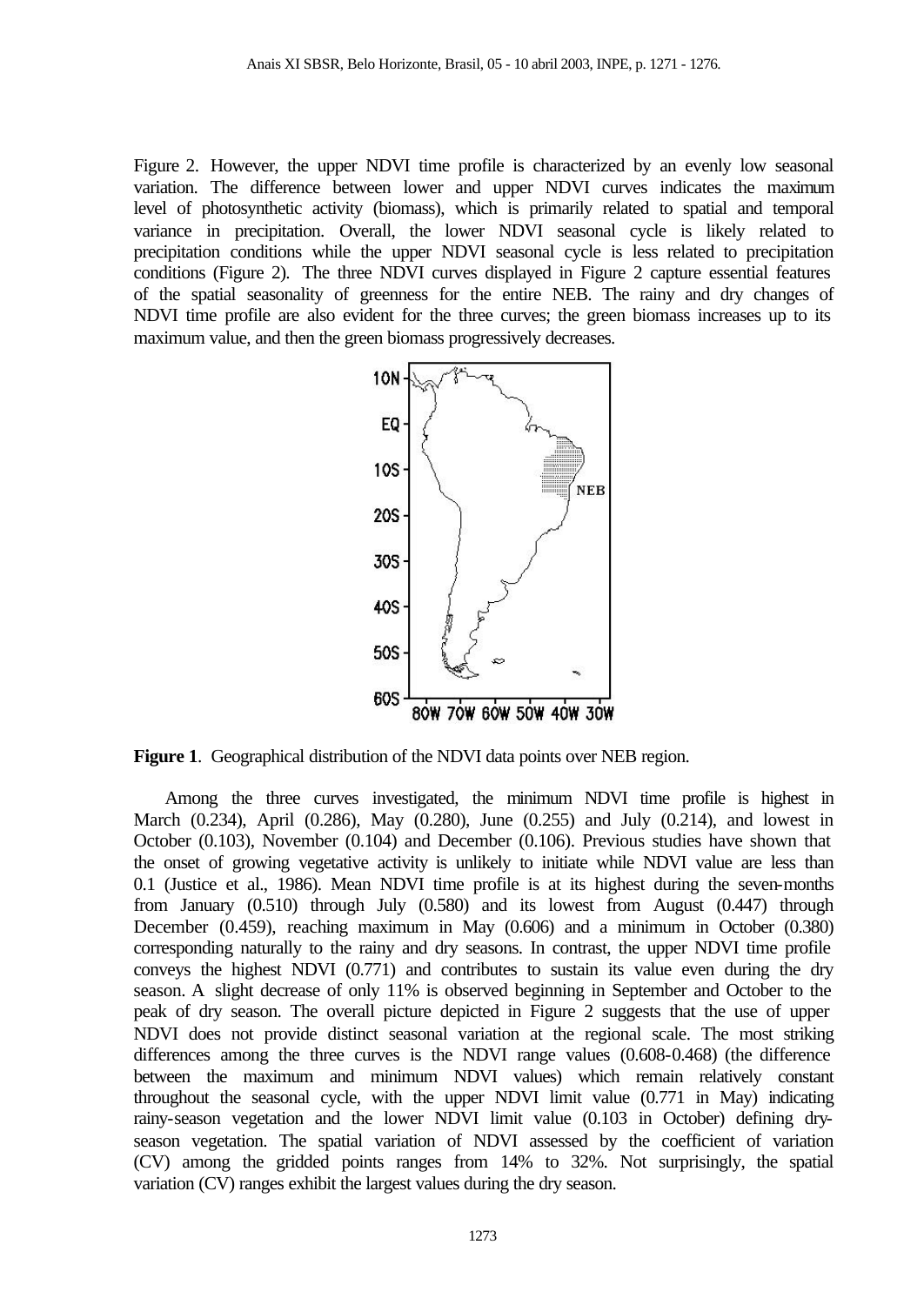Figure 2. However, the upper NDVI time profile is characterized by an evenly low seasonal variation. The difference between lower and upper NDVI curves indicates the maximum level of photosynthetic activity (biomass), which is primarily related to spatial and temporal variance in precipitation. Overall, the lower NDVI seasonal cycle is likely related to precipitation conditions while the upper NDVI seasonal cycle is less related to precipitation conditions (Figure 2). The three NDVI curves displayed in Figure 2 capture essential features of the spatial seasonality of greenness for the entire NEB. The rainy and dry changes of NDVI time profile are also evident for the three curves; the green biomass increases up to its maximum value, and then the green biomass progressively decreases.

**Figure 1**. Geographical distribution of the NDVI data points over NEB region.

Among the three curves investigated, the minimum NDVI time profile is highest in March (0.234), April (0.286), May (0.280), June (0.255) and July (0.214), and lowest in October (0.103), November (0.104) and December (0.106). Previous studies have shown that the onset of growing vegetative activity is unlikely to initiate while NDVI value are less than 0.1 (Justice et al., 1986). Mean NDVI time profile is at its highest during the seven-months from January (0.510) through July (0.580) and its lowest from August (0.447) through December (0.459), reaching maximum in May (0.606) and a minimum in October (0.380) corresponding naturally to the rainy and dry seasons. In contrast, the upper NDVI time profile conveys the highest NDVI (0.771) and contributes to sustain its value even during the dry season. A slight decrease of only 11% is observed beginning in September and October to the peak of dry season. The overall picture depicted in Figure 2 suggests that the use of upper NDVI does not provide distinct seasonal variation at the regional scale. The most striking differences among the three curves is the NDVI range values (0.608-0.468) (the difference between the maximum and minimum NDVI values) which remain relatively constant throughout the seasonal cycle, with the upper NDVI limit value (0.771 in May) indicating rainy-season vegetation and the lower NDVI limit value (0.103 in October) defining dry-season vegetation. The spatial variation of NDVI assessed by the coefficient of variation (CV) among the gridded points ranges from 14% to 32%. Not surprisingly, the spatial variation (CV) ranges exhibit the largest values during the dry season.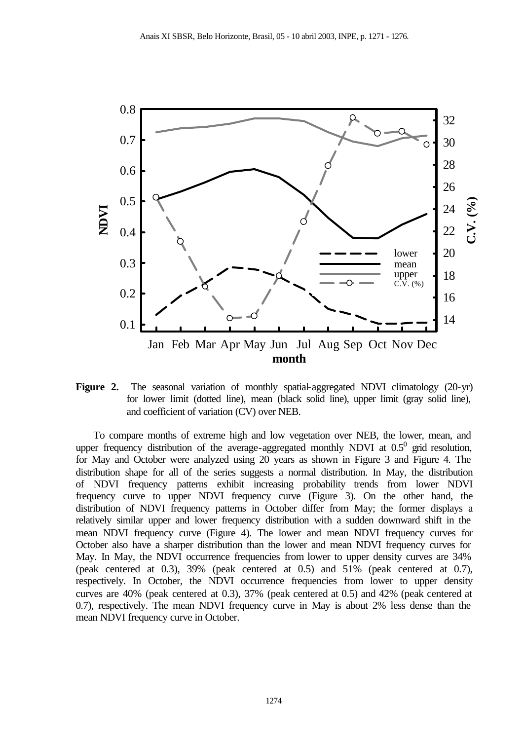**Figure 2.** The seasonal variation of monthly spatial-aggregated NDVI climatology (20-yr) for lower limit (dotted line), mean (black solid line), upper limit (gray solid line), and coefficient of variation (CV) over NEB.

To compare months of extreme high and low vegetation over NEB, the lower, mean, and upper frequency distribution of the average-aggregated monthly NDVI at $0.5^0$ grid resolution, for May and October were analyzed using 20 years as shown in Figure 3 and Figure 4. The distribution shape for all of the series suggests a normal distribution. In May, the distribution of NDVI frequency patterns exhibit increasing probability trends from lower NDVI frequency curve to upper NDVI frequency curve (Figure 3). On the other hand, the distribution of NDVI frequency patterns in October differ from May; the former displays a relatively similar upper and lower frequency distribution with a sudden downward shift in the mean NDVI frequency curve (Figure 4). The lower and mean NDVI frequency curves for October also have a sharper distribution than the lower and mean NDVI frequency curves for May. In May, the NDVI occurrence frequencies from lower to upper density curves are 34% (peak centered at 0.3), 39% (peak centered at 0.5) and 51% (peak centered at 0.7), respectively. In October, the NDVI occurrence frequencies from lower to upper density curves are 40% (peak centered at 0.3), 37% (peak centered at 0.5) and 42% (peak centered at 0.7), respectively. The mean NDVI frequency curve in May is about 2% less dense than the mean NDVI frequency curve in October.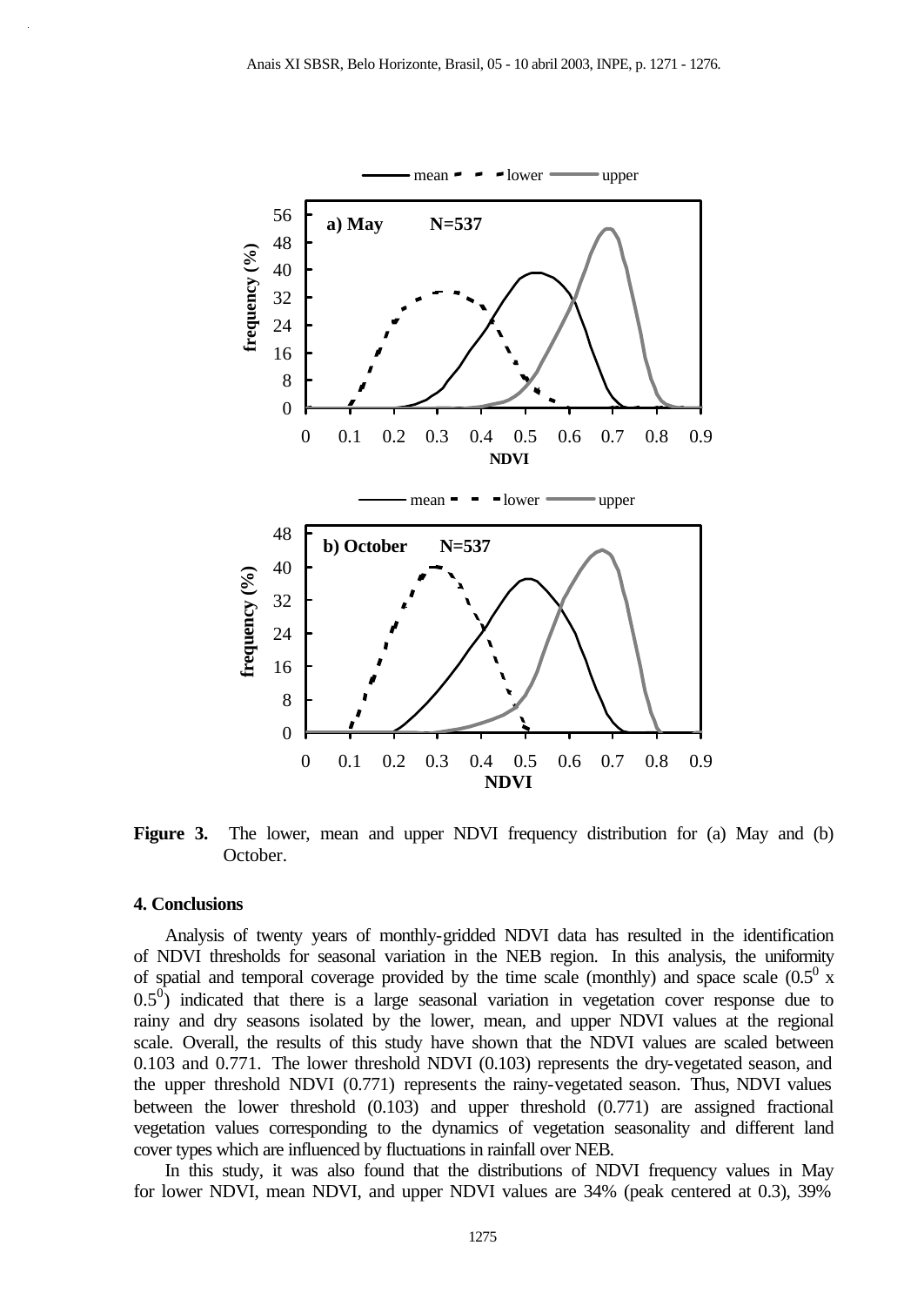**Figure 3.** The lower, mean and upper NDVI frequency distribution for (a) May and (b) October.

## 4. Conclusions

Analysis of twenty years of monthly-gridded NDVI data has resulted in the identification of NDVI thresholds for seasonal variation in the NEB region. In this analysis, the uniformity of spatial and temporal coverage provided by the time scale (monthly) and space scale ($0.5^0$ x $0.5^0$) indicated that there is a large seasonal variation in vegetation cover response due to rainy and dry seasons isolated by the lower, mean, and upper NDVI values at the regional scale. Overall, the results of this study have shown that the NDVI values are scaled between 0.103 and 0.771. The lower threshold NDVI (0.103) represents the dry-vegetated season, and the upper threshold NDVI (0.771) represents the rainy-vegetated season. Thus, NDVI values between the lower threshold (0.103) and upper threshold (0.771) are assigned fractional vegetation values corresponding to the dynamics of vegetation seasonality and different land cover types which are influenced by fluctuations in rainfall over NEB.

In this study, it was also found that the distributions of NDVI frequency values in May for lower NDVI, mean NDVI, and upper NDVI values are 34% (peak centered at 0.3), 39%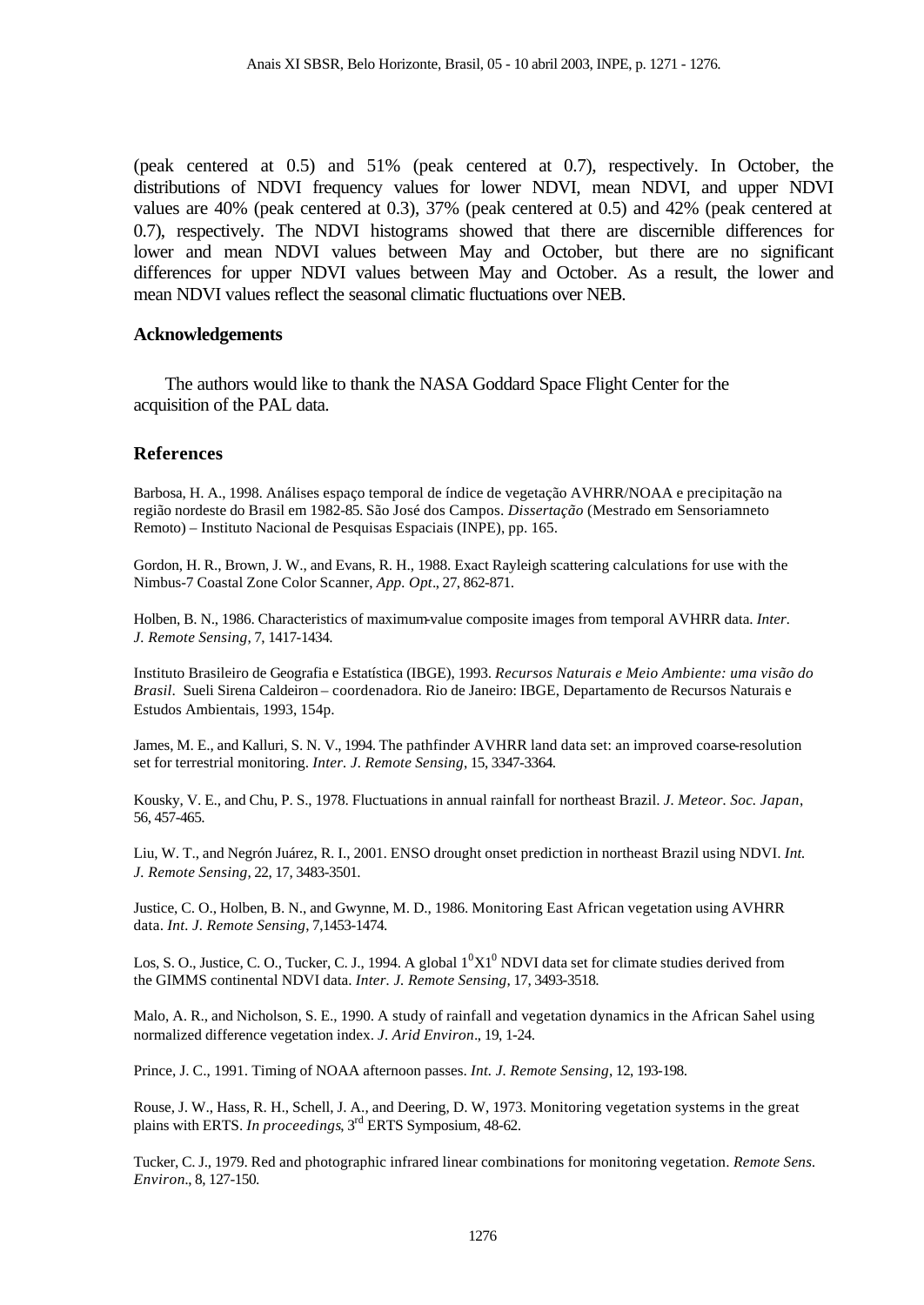(peak centered at 0.5) and 51% (peak centered at 0.7), respectively. In October, the distributions of NDVI frequency values for lower NDVI, mean NDVI, and upper NDVI values are 40% (peak centered at 0.3), 37% (peak centered at 0.5) and 42% (peak centered at 0.7), respectively. The NDVI histograms showed that there are discernible differences for lower and mean NDVI values between May and October, but there are no significant differences for upper NDVI values between May and October. As a result, the lower and mean NDVI values reflect the seasonal climatic fluctuations over NEB.

## Acknowledgements

The authors would like to thank the NASA Goddard Space Flight Center for the acquisition of the PAL data.

## References

Barbosa, H. A., 1998. Análises espaço temporal de índice de vegetação AVHRR/NOAA e precipitação na região nordeste do Brasil em 1982-85. São José dos Campos. *Dissertação* (Mestrado em Sensoriamneto Remoto) – Instituto Nacional de Pesquisas Espaciais (INPE), pp. 165.

Gordon, H. R., Brown, J. W., and Evans, R. H., 1988. Exact Rayleigh scattering calculations for use with the Nimbus-7 Coastal Zone Color Scanner, *App. Opt*., 27, 862-871.

Holben, B. N., 1986. Characteristics of maximum-value composite images from temporal AVHRR data. *Inter. J. Remote Sensing*, 7, 1417-1434.

Instituto Brasileiro de Geografia e Estatística (IBGE), 1993. *Recursos Naturais e Meio Ambiente: uma visão do Brasil*. Sueli Sirena Caldeiron – coordenadora. Rio de Janeiro: IBGE, Departamento de Recursos Naturais e Estudos Ambientais, 1993, 154p.

James, M. E., and Kalluri, S. N. V., 1994. The pathfinder AVHRR land data set: an improved coarse-resolution set for terrestrial monitoring. *Inter. J. Remote Sensing*, 15, 3347-3364.

Kousky, V. E., and Chu, P. S., 1978. Fluctuations in annual rainfall for northeast Brazil. *J. Meteor. Soc. Japan*, 56, 457-465.

Liu, W. T., and Negrón Juárez, R. I., 2001. ENSO drought onset prediction in northeast Brazil using NDVI. *Int. J. Remote Sensing*, 22, 17, 3483-3501.

Justice, C. O., Holben, B. N., and Gwynne, M. D., 1986. Monitoring East African vegetation using AVHRR data. *Int. J. Remote Sensing*, 7,1453-1474.

Los, S. O., Justice, C. O., Tucker, C. J., 1994. A global $1^0X1^0$ NDVI data set for climate studies derived from the GIMMS continental NDVI data. *Inter. J. Remote Sensing*, 17, 3493-3518.

Malo, A. R., and Nicholson, S. E., 1990. A study of rainfall and vegetation dynamics in the African Sahel using normalized difference vegetation index. *J. Arid Environ*., 19, 1-24.

Prince, J. C., 1991. Timing of NOAA afternoon passes. *Int. J. Remote Sensing*, 12, 193-198.

Rouse, J. W., Hass, R. H., Schell, J. A., and Deering, D. W, 1973. Monitoring vegetation systems in the great plains with ERTS. *In proceedings*, 3rd ERTS Symposium, 48-62.

Tucker, C. J., 1979. Red and photographic infrared linear combinations for monitoring vegetation. *Remote Sens. Environ*., 8, 127-150.